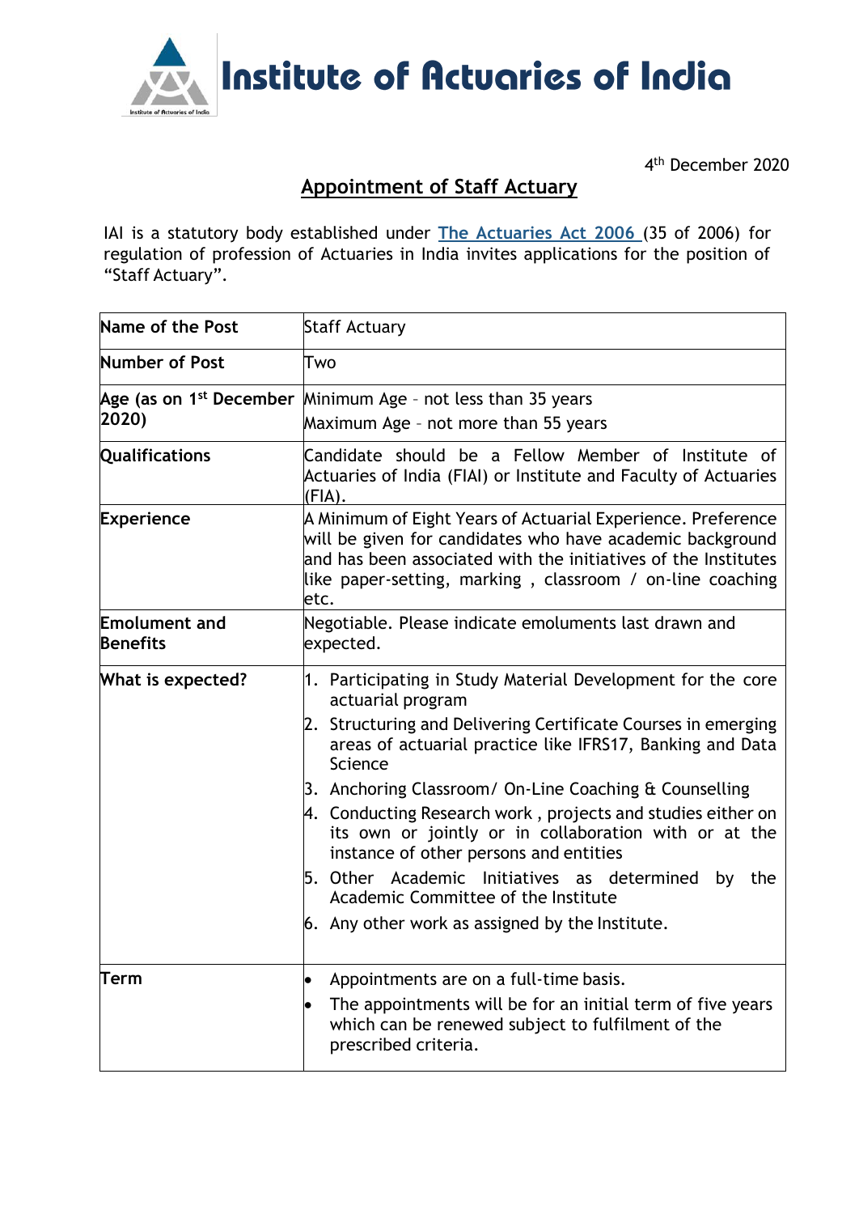# Institute of Actuaries of India

4th December 2020

## Appointment of Staff Actuary

IAI is a statutory body established under [The Actuaries Act 2006](#) (35 of 2006) for regulation of profession of Actuaries in India invites applications for the position of "Staff Actuary".

| Name of the Post | Staff Actuary |
|---|---|
| Number of Post | Two |
| Age (as on 1st December 2020) | Minimum Age - not less than 35 years<br>Maximum Age - not more than 55 years |
| Qualifications | Candidate should be a Fellow Member of Institute of Actuaries of India (FIAI) or Institute and Faculty of Actuaries (FIA). |
| Experience | A Minimum of Eight Years of Actuarial Experience. Preference will be given for candidates who have academic background and has been associated with the initiatives of the Institutes like paper-setting, marking , classroom / on-line coaching etc. |
| Emolument and Benefits | Negotiable. Please indicate emoluments last drawn and expected. |
| What is expected? | 1. Participating in Study Material Development for the core actuarial program<br>2. Structuring and Delivering Certificate Courses in emerging areas of actuarial practice like IFRS17, Banking and Data Science<br>3. Anchoring Classroom/ On-Line Coaching & Counselling<br>4. Conducting Research work , projects and studies either on its own or jointly or in collaboration with or at the instance of other persons and entities<br>5. Other Academic Initiatives as determined by the Academic Committee of the Institute<br>6. Any other work as assigned by the Institute. |
| Term | • Appointments are on a full-time basis.<br>• The appointments will be for an initial term of five years which can be renewed subject to fulfilment of the prescribed criteria. |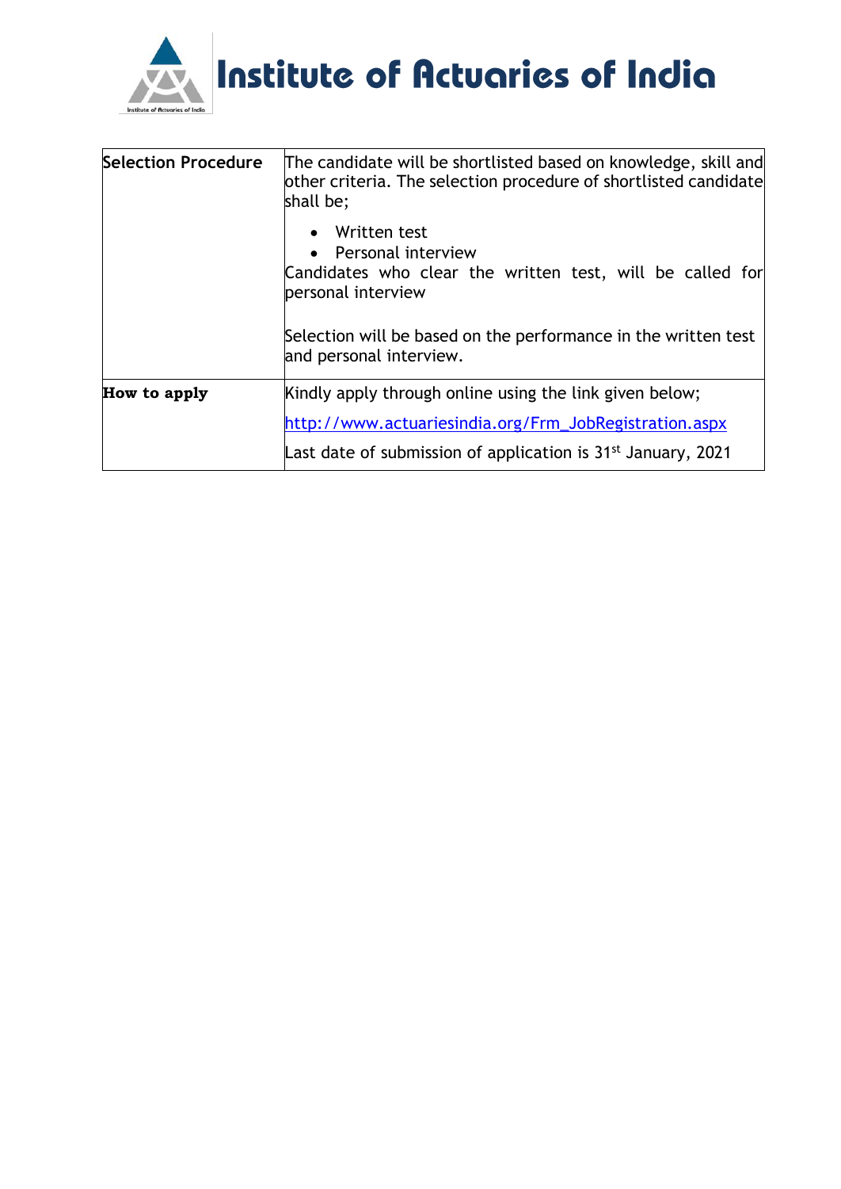# Institute of Actuaries of India

| | |
|---|---|
| **Selection Procedure** | The candidate will be shortlisted based on knowledge, skill and other criteria. The selection procedure of shortlisted candidate shall be;<br>• Written test<br>• Personal interview<br>Candidates who clear the written test, will be called for personal interview<br><br>Selection will be based on the performance in the written test and personal interview. |
| **How to apply** | Kindly apply through online using the link given below;<br>http://www.actuariesindia.org/Frm_JobRegistration.aspx<br>Last date of submission of application is 31st January, 2021 |